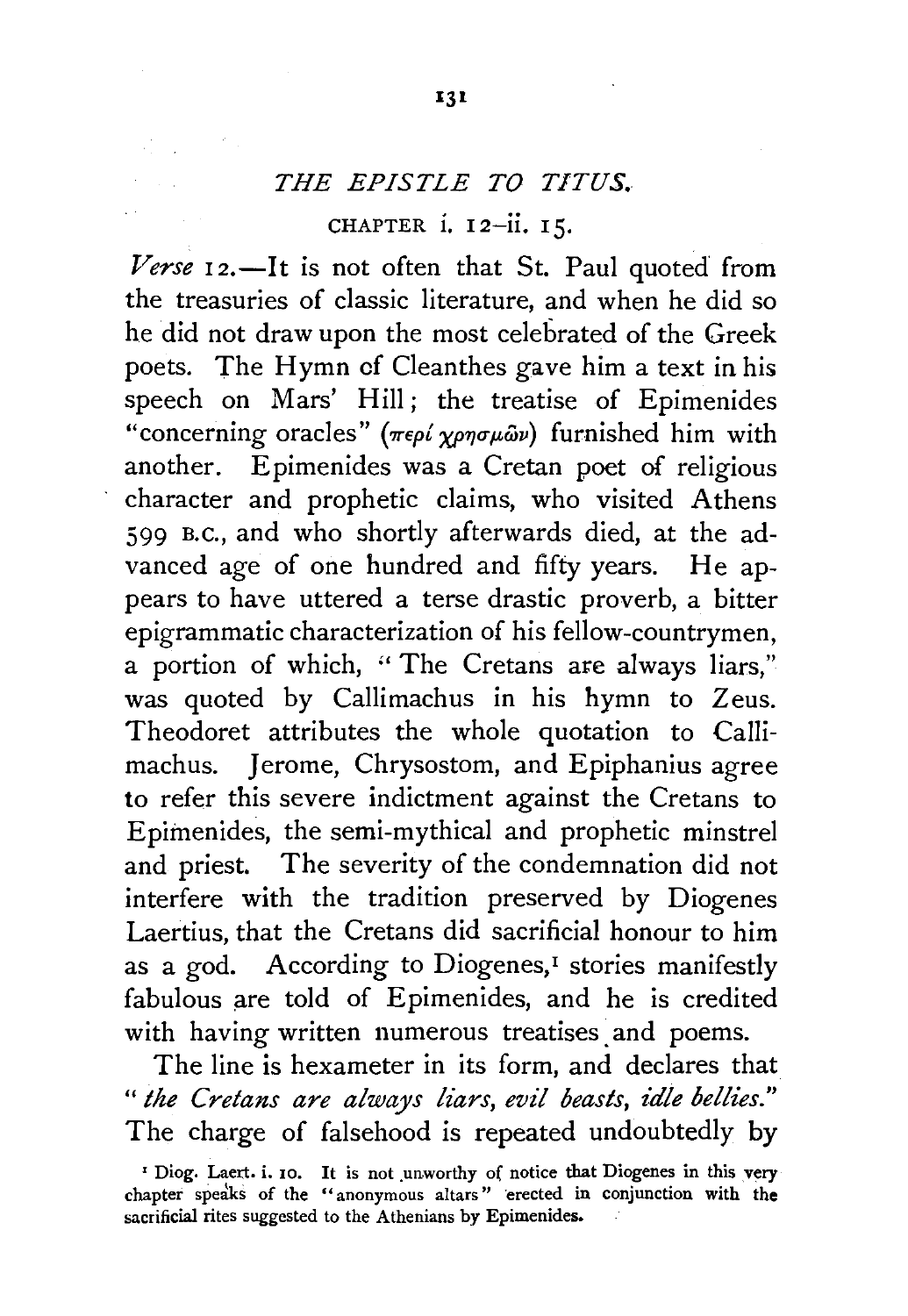## *THE EPISTLE TO TITUS.*

### CHAPTER i. 12–ii. 15.

*Verse* 12.—It is not often that St. Paul quoted from the treasuries of classic literature, and when he did so he did not draw upon the most celebrated of the Greek poets. The Hymn of Cleanthes gave him a text in his speech on Mars' Hill; the treatise of Epimenides "concerning oracles" (περί χρησμῶν) furnished him with another. Epimenides was a Cretan poet of religious character and prophetic claims, who visited Athens 599 B.C., and who shortly afterwards died, at the advanced age of one hundred and fifty years. He appears to have uttered a terse drastic proverb, a bitter epigrammatic characterization of his fellow-countrymen, a portion of which, "The Cretans are always liars," was quoted by Callimachus in his hymn to Zeus. Theodoret attributes the whole quotation to Callimachus. Jerome, Chrysostom, and Epiphanius agree to refer this severe indictment against the Cretans to Epimenides, the semi-mythical and prophetic minstrel and priest. The severity of the condemnation did not interfere with the tradition preserved by Diogenes Laertius, that the Cretans did sacrificial honour to him as a god. According to Diogenes,[1] stories manifestly fabulous are told of Epimenides, and he is credited with having written numerous treatises and poems.

The line is hexameter in its form, and declares that "*the Cretans are always liars, evil beasts, idle bellies.*" The charge of falsehood is repeated undoubtedly by

[1] Diog. Laert. i. 10. It is not unworthy of notice that Diogenes in this very chapter speaks of the "anonymous altars" erected in conjunction with the sacrificial rites suggested to the Athenians by Epimenides.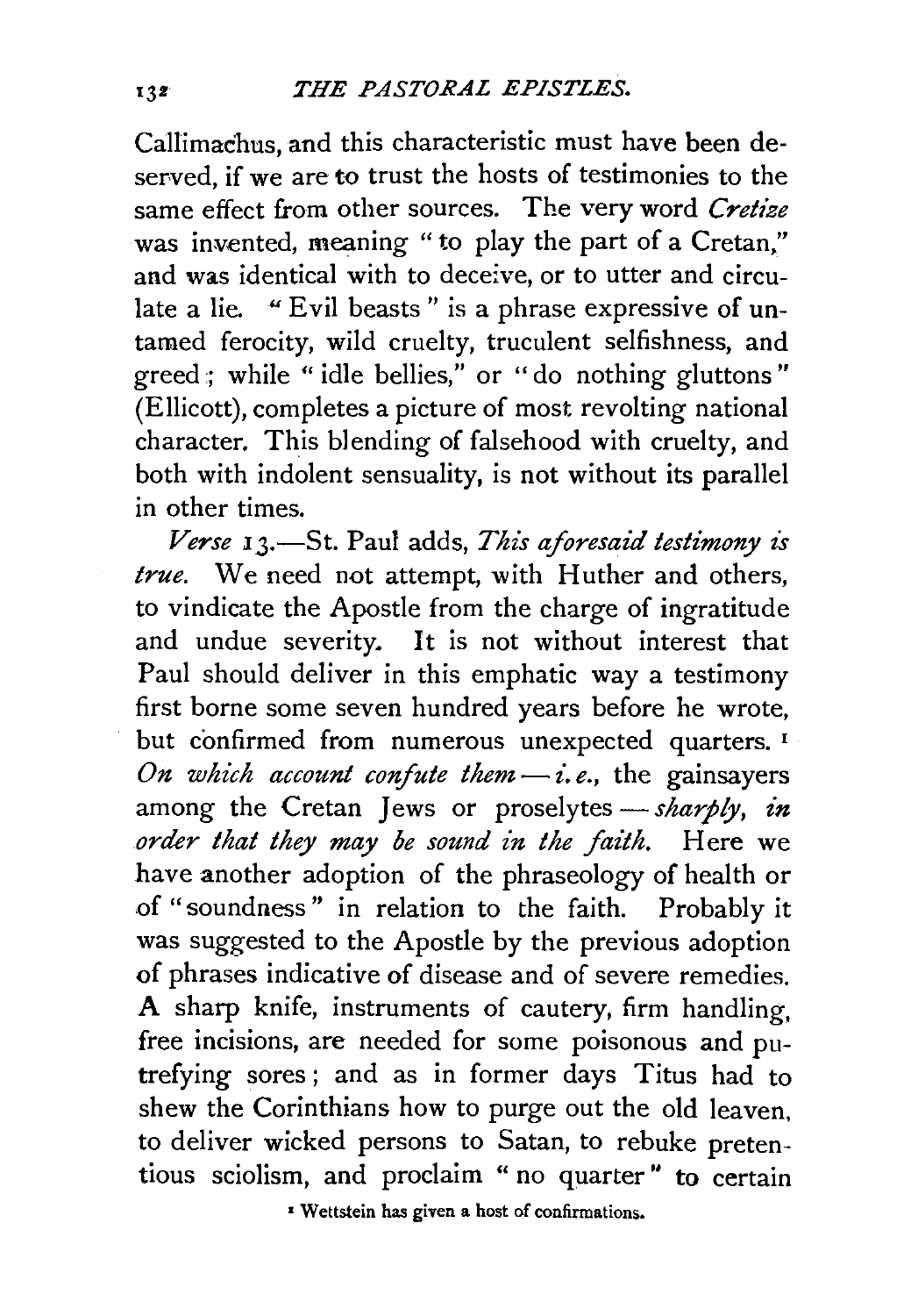Callimachus, and this characteristic must have been deserved, if we are to trust the hosts of testimonies to the same effect from other sources. The very word *Cretize* was invented, meaning "to play the part of a Cretan," and was identical with to deceive, or to utter and circulate a lie. "Evil beasts" is a phrase expressive of untamed ferocity, wild cruelty, truculent selfishness, and greed; while "idle bellies," or "do nothing gluttons" (Ellicott), completes a picture of most revolting national character. This blending of falsehood with cruelty, and both with indolent sensuality, is not without its parallel in other times.

*Verse* 13.—St. Paul adds, *This aforesaid testimony is true.* We need not attempt, with Huther and others, to vindicate the Apostle from the charge of ingratitude and undue severity. It is not without interest that Paul should deliver in this emphatic way a testimony first borne some seven hundred years before he wrote, but confirmed from numerous unexpected quarters.[1] *On which account confute them*—*i.e.*, the gainsayers among the Cretan Jews or proselytes—*sharply, in order that they may be sound in the faith.* Here we have another adoption of the phraseology of health or of "soundness" in relation to the faith. Probably it was suggested to the Apostle by the previous adoption of phrases indicative of disease and of severe remedies. A sharp knife, instruments of cautery, firm handling, free incisions, are needed for some poisonous and putrefying sores; and as in former days Titus had to shew the Corinthians how to purge out the old leaven, to deliver wicked persons to Satan, to rebuke pretentious sciolism, and proclaim "no quarter" to certain

[1] Wettstein has given a host of confirmations.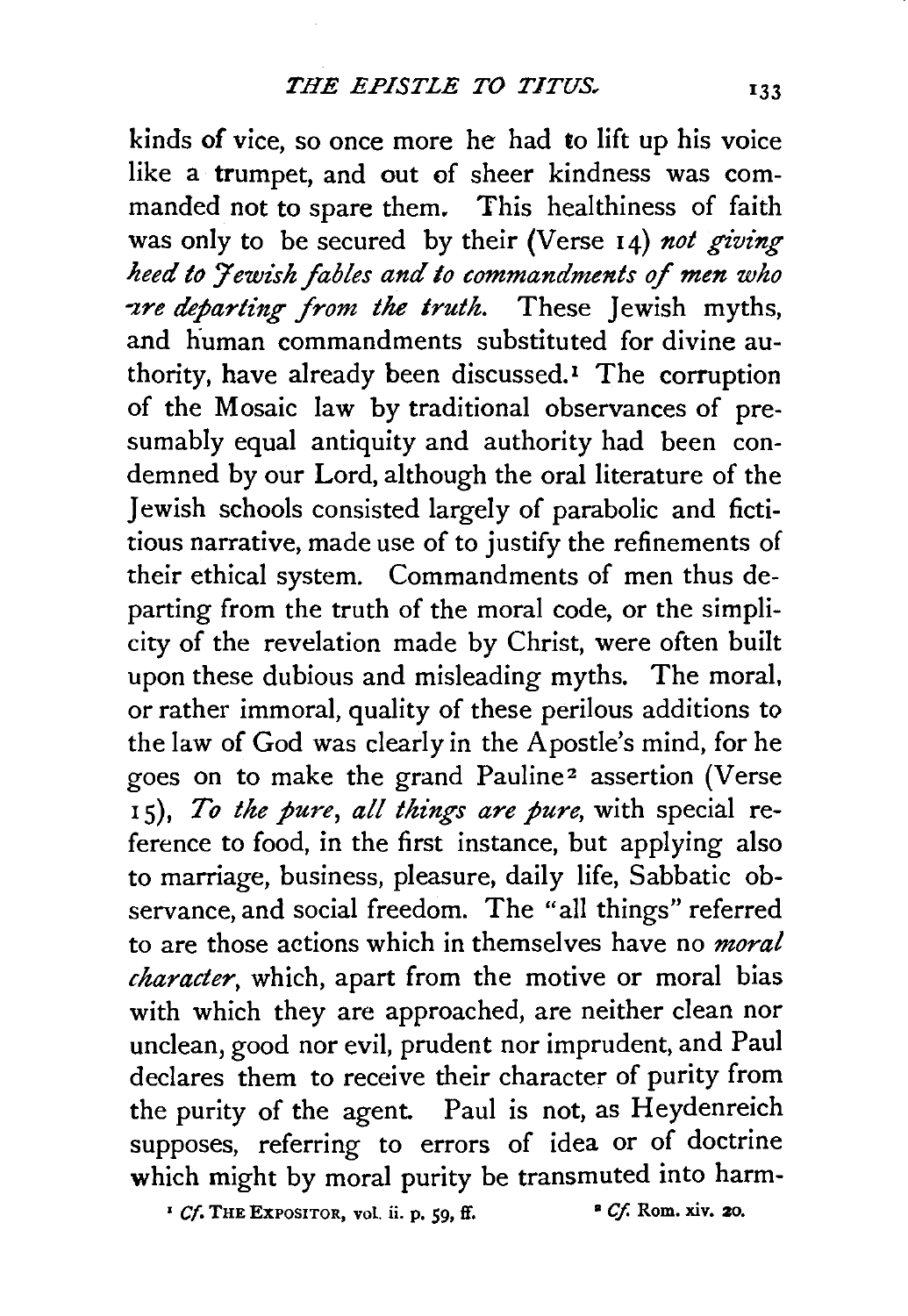kinds of vice, so once more he had to lift up his voice like a trumpet, and out of sheer kindness was commanded not to spare them. This healthiness of faith was only to be secured by their (Verse 14) *not giving heed to Jewish fables and to commandments of men who are departing from the truth.* These Jewish myths, and human commandments substituted for divine authority, have already been discussed.[1] The corruption of the Mosaic law by traditional observances of presumably equal antiquity and authority had been condemned by our Lord, although the oral literature of the Jewish schools consisted largely of parabolic and fictitious narrative, made use of to justify the refinements of their ethical system. Commandments of men thus departing from the truth of the moral code, or the simplicity of the revelation made by Christ, were often built upon these dubious and misleading myths. The moral, or rather immoral, quality of these perilous additions to the law of God was clearly in the Apostle's mind, for he goes on to make the grand Pauline[2] assertion (Verse 15), *To the pure, all things are pure,* with special reference to food, in the first instance, but applying also to marriage, business, pleasure, daily life, Sabbatic observance, and social freedom. The "all things" referred to are those actions which in themselves have no *moral character*, which, apart from the motive or moral bias with which they are approached, are neither clean nor unclean, good nor evil, prudent nor imprudent, and Paul declares them to receive their character of purity from the purity of the agent. Paul is not, as Heydenreich supposes, referring to errors of idea or of doctrine which might by moral purity be transmuted into harm-

[1] *Cf.* THE EXPOSITOR, vol. ii. p. 59, ff.

[2] *Cf.* Rom. xiv. 20.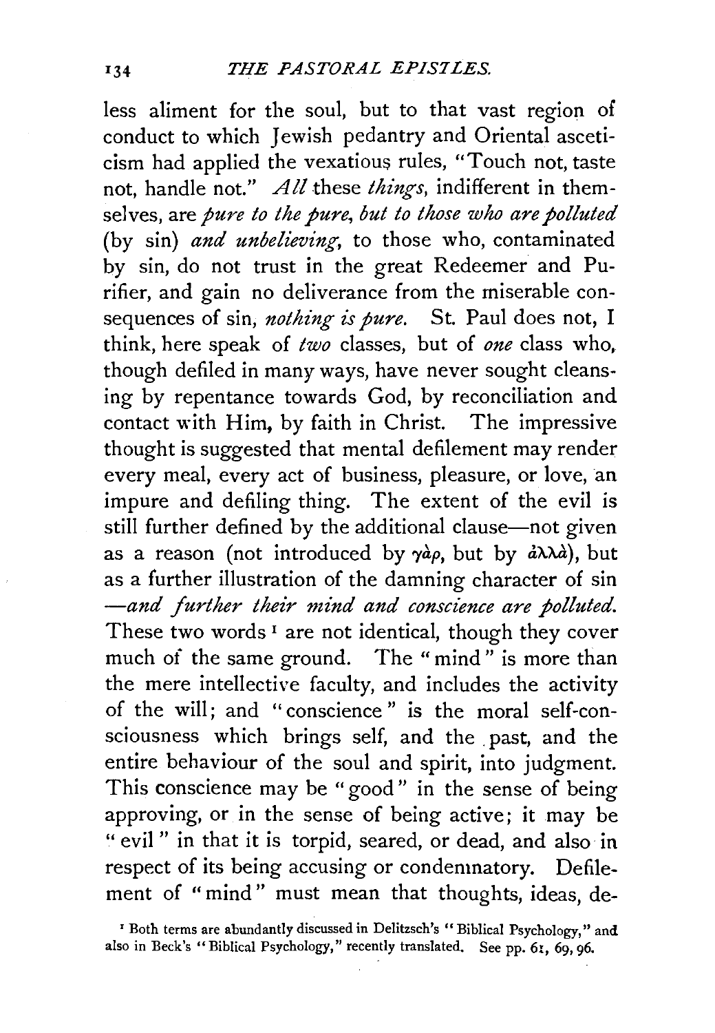less aliment for the soul, but to that vast region of conduct to which Jewish pedantry and Oriental asceticism had applied the vexatious rules, "Touch not, taste not, handle not." *All* these *things*, indifferent in themselves, are *pure to the pure*, *but to those who are polluted* (by sin) *and unbelieving*, to those who, contaminated by sin, do not trust in the great Redeemer and Purifier, and gain no deliverance from the miserable consequences of sin, *nothing is pure*. St. Paul does not, I think, here speak of *two* classes, but of *one* class who, though defiled in many ways, have never sought cleansing by repentance towards God, by reconciliation and contact with Him, by faith in Christ. The impressive thought is suggested that mental defilement may render every meal, every act of business, pleasure, or love, an impure and defiling thing. The extent of the evil is still further defined by the additional clause—not given as a reason (not introduced by γὰρ, but by ἀλλὰ), but as a further illustration of the damning character of sin —*and further their mind and conscience are polluted*. These two words [1] are not identical, though they cover much of the same ground. The "mind" is more than the mere intellective faculty, and includes the activity of the will; and "conscience" is the moral self-consciousness which brings self, and the past, and the entire behaviour of the soul and spirit, into judgment. This conscience may be "good" in the sense of being approving, or in the sense of being active; it may be "evil" in that it is torpid, seared, or dead, and also in respect of its being accusing or condemnatory. Defilement of "mind" must mean that thoughts, ideas, de-

[1] Both terms are abundantly discussed in Delitzsch's "Biblical Psychology," and also in Beck's "Biblical Psychology," recently translated. See pp. 61, 69, 96.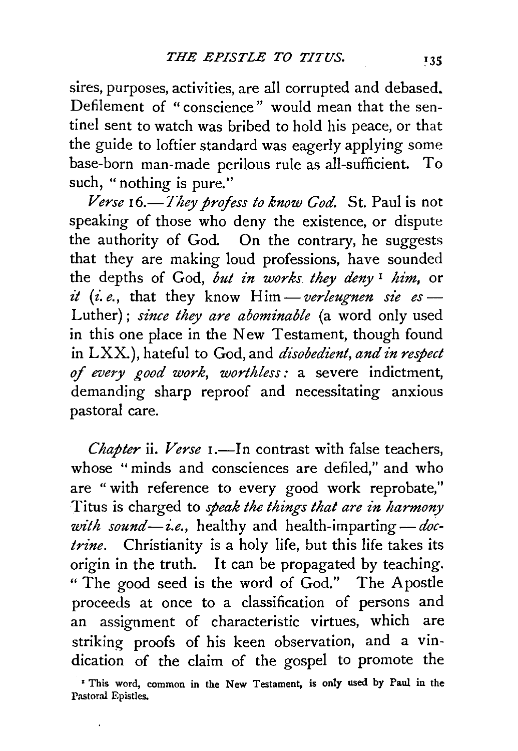sires, purposes, activities, are all corrupted and debased. Defilement of "conscience" would mean that the sentinel sent to watch was bribed to hold his peace, or that the guide to loftier standard was eagerly applying some base-born man-made perilous rule as all-sufficient. To such, "nothing is pure."

*Verse* 16.—*They profess to know God.* St. Paul is not speaking of those who deny the existence, or dispute the authority of God. On the contrary, he suggests that they are making loud professions, have sounded the depths of God, *but in works they deny*[1] *him,* or *it* (*i.e.*, that they know Him—*verleugnen sie es*—Luther); *since they are abominable* (a word only used in this one place in the New Testament, though found in LXX.), hateful to God, and *disobedient, and in respect of every good work, worthless:* a severe indictment, demanding sharp reproof and necessitating anxious pastoral care.

*Chapter* ii. *Verse* 1.—In contrast with false teachers, whose "minds and consciences are defiled," and who are "with reference to every good work reprobate," Titus is charged to *speak the things that are in harmony with sound—i.e.*, healthy and health-imparting—*doctrine*. Christianity is a holy life, but this life takes its origin in the truth. It can be propagated by teaching. "The good seed is the word of God." The Apostle proceeds at once to a classification of persons and an assignment of characteristic virtues, which are striking proofs of his keen observation, and a vindication of the claim of the gospel to promote the

[1] This word, common in the New Testament, is only used by Paul in the Pastoral Epistles.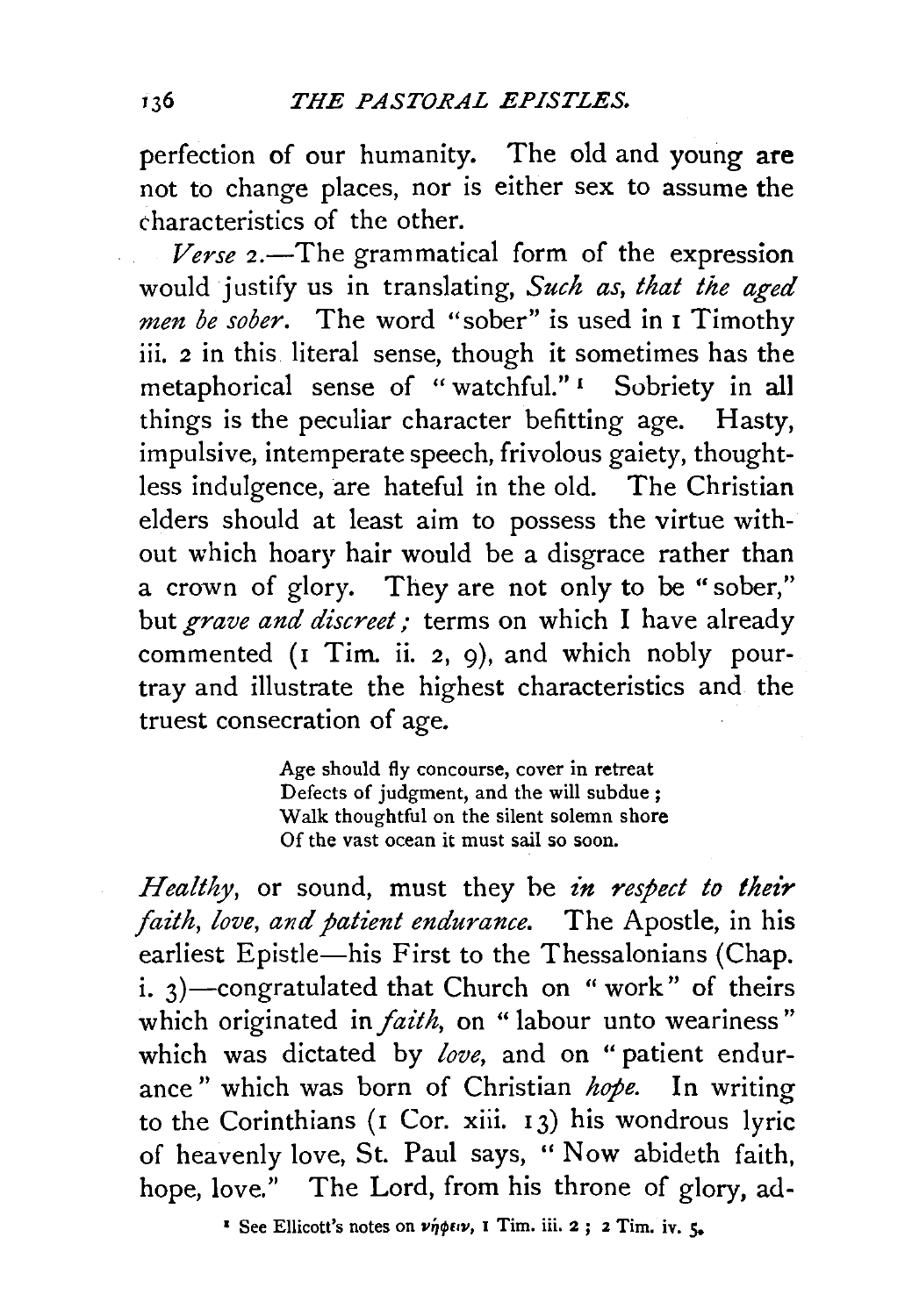perfection of our humanity. The old and young are not to change places, nor is either sex to assume the characteristics of the other.

*Verse* 2.—The grammatical form of the expression would justify us in translating, *Such as, that the aged men be sober.* The word "sober" is used in 1 Timothy iii. 2 in this literal sense, though it sometimes has the metaphorical sense of "watchful."[1] Sobriety in all things is the peculiar character befitting age. Hasty, impulsive, intemperate speech, frivolous gaiety, thoughtless indulgence, are hateful in the old. The Christian elders should at least aim to possess the virtue without which hoary hair would be a disgrace rather than a crown of glory. They are not only to be "sober," but *grave and discreet;* terms on which I have already commented (1 Tim. ii. 2, 9), and which nobly pourtray and illustrate the highest characteristics and the truest consecration of age.

> Age should fly concourse, cover in retreat
> Defects of judgment, and the will subdue;
> Walk thoughtful on the silent solemn shore
> Of the vast ocean it must sail so soon.

*Healthy*, or sound, must they be *in respect to their faith, love, and patient endurance.* The Apostle, in his earliest Epistle—his First to the Thessalonians (Chap. i. 3)—congratulated that Church on "work" of theirs which originated in *faith*, on "labour unto weariness" which was dictated by *love*, and on "patient endurance" which was born of Christian *hope*. In writing to the Corinthians (1 Cor. xiii. 13) his wondrous lyric of heavenly love, St. Paul says, "Now abideth faith, hope, love." The Lord, from his throne of glory, ad-

[1] See Ellicott's notes on νήφειν, 1 Tim. iii. 2; 2 Tim. iv. 5.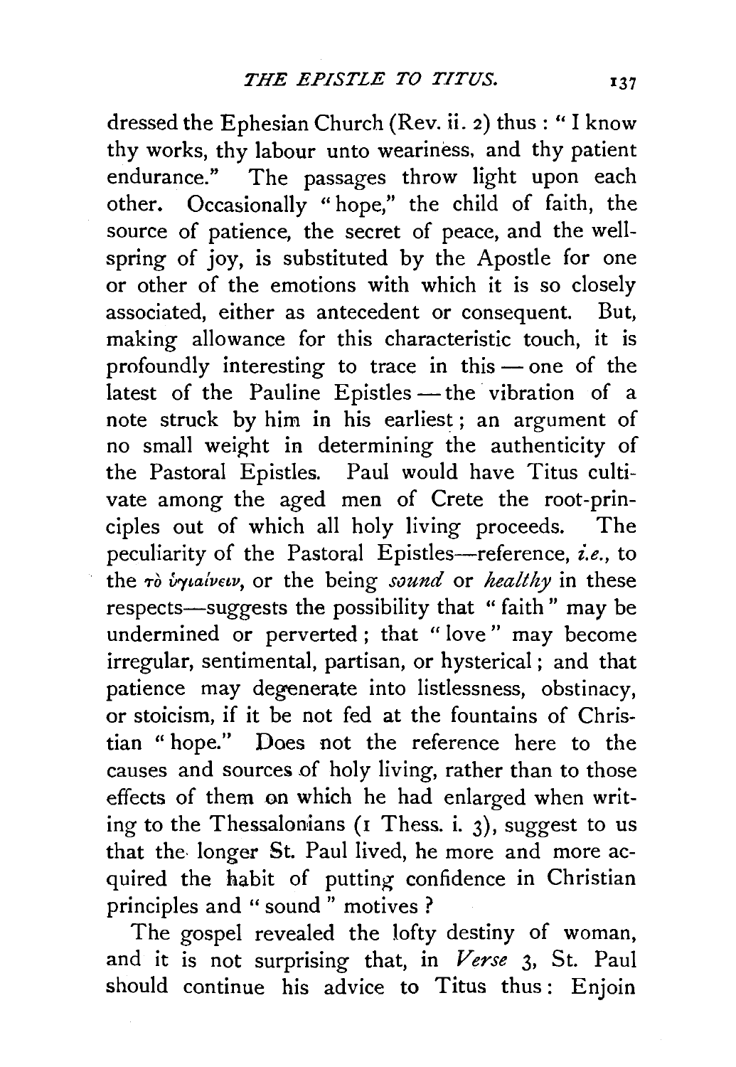dressed the Ephesian Church (Rev. ii. 2) thus : " I know thy works, thy labour unto weariness, and thy patient endurance." The passages throw light upon each other. Occasionally "hope," the child of faith, the source of patience, the secret of peace, and the well-spring of joy, is substituted by the Apostle for one or other of the emotions with which it is so closely associated, either as antecedent or consequent. But, making allowance for this characteristic touch, it is profoundly interesting to trace in this — one of the latest of the Pauline Epistles — the vibration of a note struck by him in his earliest ; an argument of no small weight in determining the authenticity of the Pastoral Epistles. Paul would have Titus cultivate among the aged men of Crete the root-principles out of which all holy living proceeds. The peculiarity of the Pastoral Epistles—reference, *i.e.*, to the τὸ ὑγιαίνειν, or the being *sound* or *healthy* in these respects—suggests the possibility that " faith " may be undermined or perverted ; that " love " may become irregular, sentimental, partisan, or hysterical ; and that patience may degenerate into listlessness, obstinacy, or stoicism, if it be not fed at the fountains of Christian " hope." Does not the reference here to the causes and sources of holy living, rather than to those effects of them on which he had enlarged when writing to the Thessalonians (1 Thess. i. 3), suggest to us that the longer St. Paul lived, he more and more acquired the habit of putting confidence in Christian principles and " sound " motives ?

The gospel revealed the lofty destiny of woman, and it is not surprising that, in *Verse* 3, St. Paul should continue his advice to Titus thus : Enjoin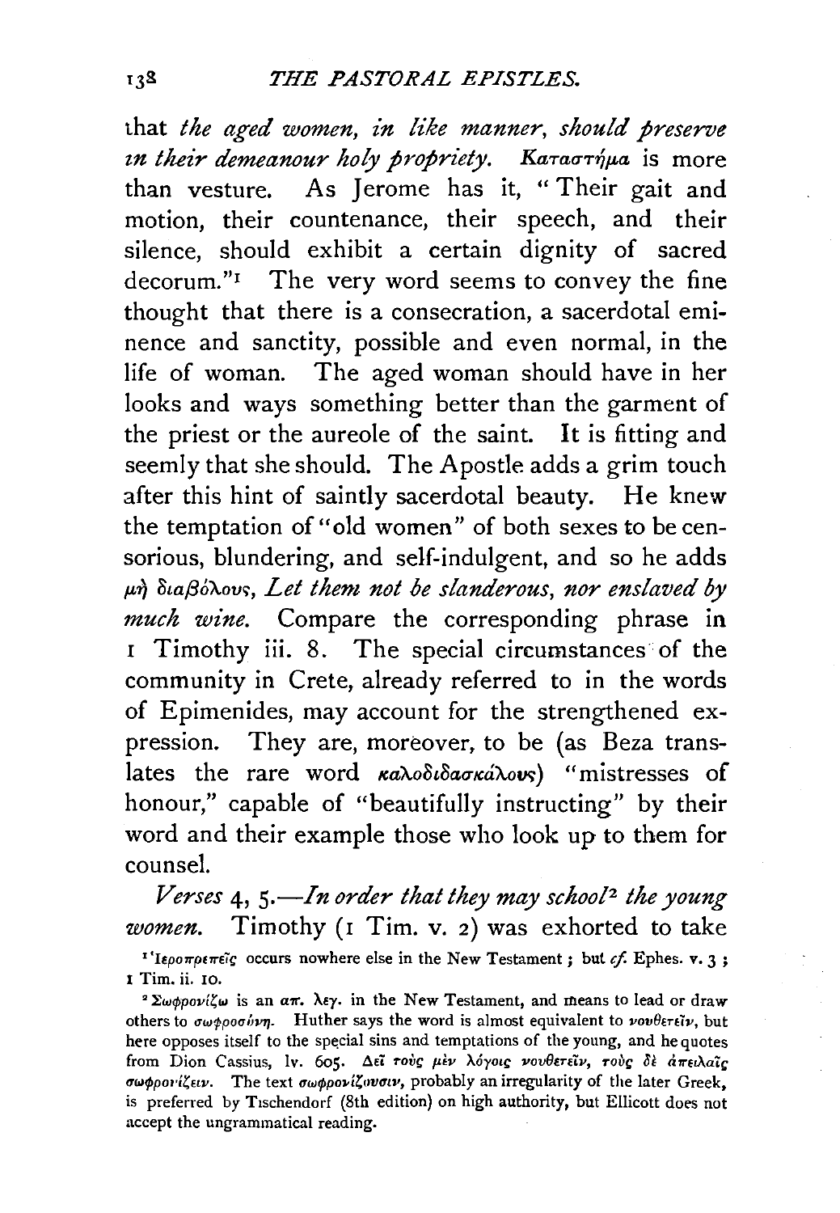that *the aged women, in like manner, should preserve in their demeanour holy propriety.* Καταστήμα is more than vesture. As Jerome has it, "Their gait and motion, their countenance, their speech, and their silence, should exhibit a certain dignity of sacred decorum."[1] The very word seems to convey the fine thought that there is a consecration, a sacerdotal eminence and sanctity, possible and even normal, in the life of woman. The aged woman should have in her looks and ways something better than the garment of the priest or the aureole of the saint. It is fitting and seemly that she should. The Apostle adds a grim touch after this hint of saintly sacerdotal beauty. He knew the temptation of "old women" of both sexes to be censorious, blundering, and self-indulgent, and so he adds μὴ διαβόλους, *Let them not be slanderous, nor enslaved by much wine.* Compare the corresponding phrase in 1 Timothy iii. 8. The special circumstances of the community in Crete, already referred to in the words of Epimenides, may account for the strengthened expression. They are, moreover, to be (as Beza translates the rare word καλοδιδασκάλους) "mistresses of honour," capable of "beautifully instructing" by their word and their example those who look up to them for counsel.

*Verses* 4, 5.—*In order that they may school*[2] *the young women.* Timothy (1 Tim. v. 2) was exhorted to take

[1] Ἱεροπρεπεῖς occurs nowhere else in the New Testament; but *cf.* Ephes. v. 3; 1 Tim. ii. 10.

[2] Σωφρονίζω is an ἀπ. λεγ. in the New Testament, and means to lead or draw others to σωφροσύνη. Huther says the word is almost equivalent to νουθετεῖν, but here opposes itself to the special sins and temptations of the young, and he quotes from Dion Cassius, lv. 605. Δεῖ τοὺς μὲν λόγοις νουθετεῖν, τοὺς δὲ ἀπειλαῖς σωφρονίζειν. The text σωφρονίζουσιν, probably an irregularity of the later Greek, is preferred by Tischendorf (8th edition) on high authority, but Ellicott does not accept the ungrammatical reading.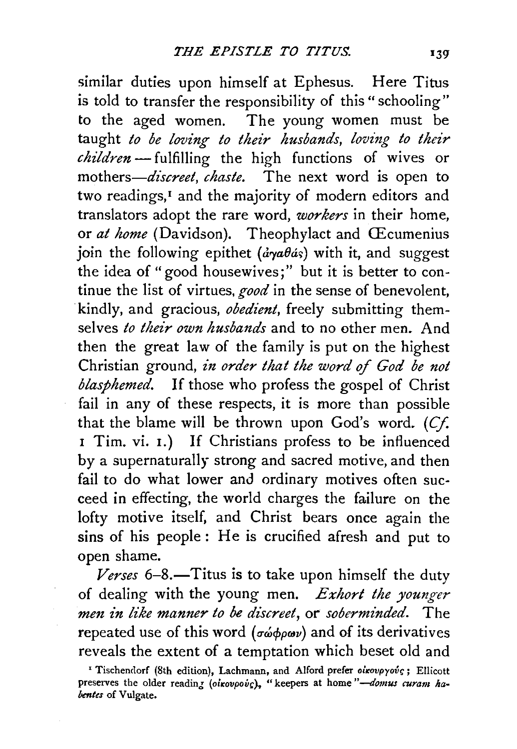similar duties upon himself at Ephesus. Here Titus is told to transfer the responsibility of this "schooling" to the aged women. The young women must be taught *to be loving to their husbands, loving to their children* — fulfilling the high functions of wives or mothers—*discreet, chaste.* The next word is open to two readings,[1] and the majority of modern editors and translators adopt the rare word, *workers* in their home, or *at home* (Davidson). Theophylact and Œcumenius join the following epithet (ἀγαθάς) with it, and suggest the idea of "good housewives;" but it is better to continue the list of virtues, *good* in the sense of benevolent, kindly, and gracious, *obedient,* freely submitting themselves *to their own husbands* and to no other men. And then the great law of the family is put on the highest Christian ground, *in order that the word of God be not blasphemed.* If those who profess the gospel of Christ fail in any of these respects, it is more than possible that the blame will be thrown upon God's word. (*Cf.* 1 Tim. vi. 1.) If Christians profess to be influenced by a supernaturally strong and sacred motive, and then fail to do what lower and ordinary motives often succeed in effecting, the world charges the failure on the lofty motive itself, and Christ bears once again the sins of his people: He is crucified afresh and put to open shame.

*Verses* 6–8.—Titus is to take upon himself the duty of dealing with the young men. *Exhort the younger men in like manner to be discreet,* or *soberminded.* The repeated use of this word (σώφρων) and of its derivatives reveals the extent of a temptation which beset old and

[1] Tischendorf (8th edition), Lachmann, and Alford prefer οἰκουργούς; Ellicott preserves the older reading (οἰκουρούς), "keepers at home"—*domus curam habentes* of Vulgate.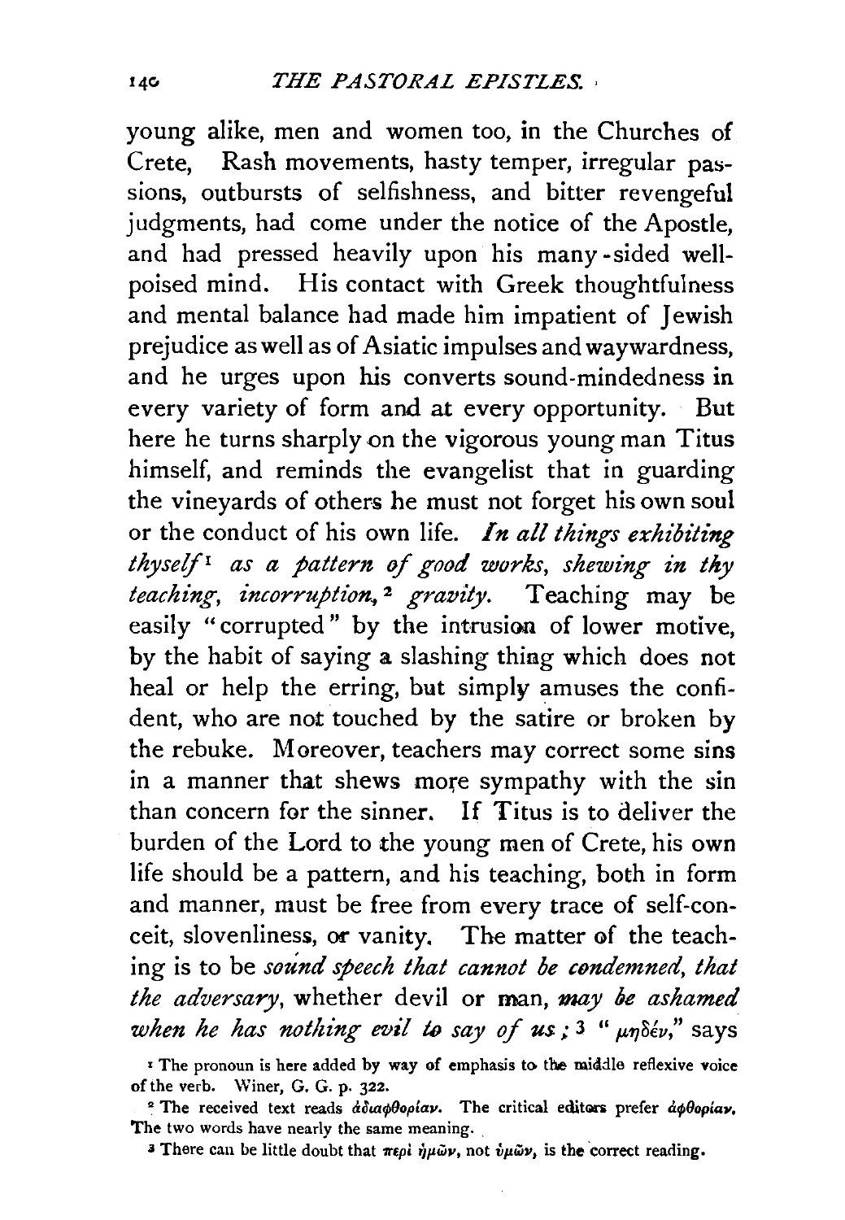young alike, men and women too, in the Churches of Crete, Rash movements, hasty temper, irregular passions, outbursts of selfishness, and bitter revengeful judgments, had come under the notice of the Apostle, and had pressed heavily upon his many-sided well-poised mind. His contact with Greek thoughtfulness and mental balance had made him impatient of Jewish prejudice as well as of Asiatic impulses and waywardness, and he urges upon his converts sound-mindedness in every variety of form and at every opportunity. But here he turns sharply on the vigorous young man Titus himself, and reminds the evangelist that in guarding the vineyards of others he must not forget his own soul or the conduct of his own life. *In all things exhibiting thyself*[1] *as a pattern of good works, shewing in thy teaching, incorruption,*[2] *gravity.* Teaching may be easily "corrupted" by the intrusion of lower motive, by the habit of saying a slashing thing which does not heal or help the erring, but simply amuses the confident, who are not touched by the satire or broken by the rebuke. Moreover, teachers may correct some sins in a manner that shews more sympathy with the sin than concern for the sinner. If Titus is to deliver the burden of the Lord to the young men of Crete, his own life should be a pattern, and his teaching, both in form and manner, must be free from every trace of self-conceit, slovenliness, or vanity. The matter of the teaching is to be *sound speech that cannot be condemned, that the adversary,* whether devil or man, *may be ashamed when he has nothing evil to say of us;*[3] "μηδέν," says

[1] The pronoun is here added by way of emphasis to the middle reflexive voice of the verb. Winer, G. G. p. 322.

[2] The received text reads ἀδιαφθορίαν. The critical editors prefer ἀφθορίαν. The two words have nearly the same meaning.

[3] There can be little doubt that περὶ ἡμῶν, not ὑμῶν, is the correct reading.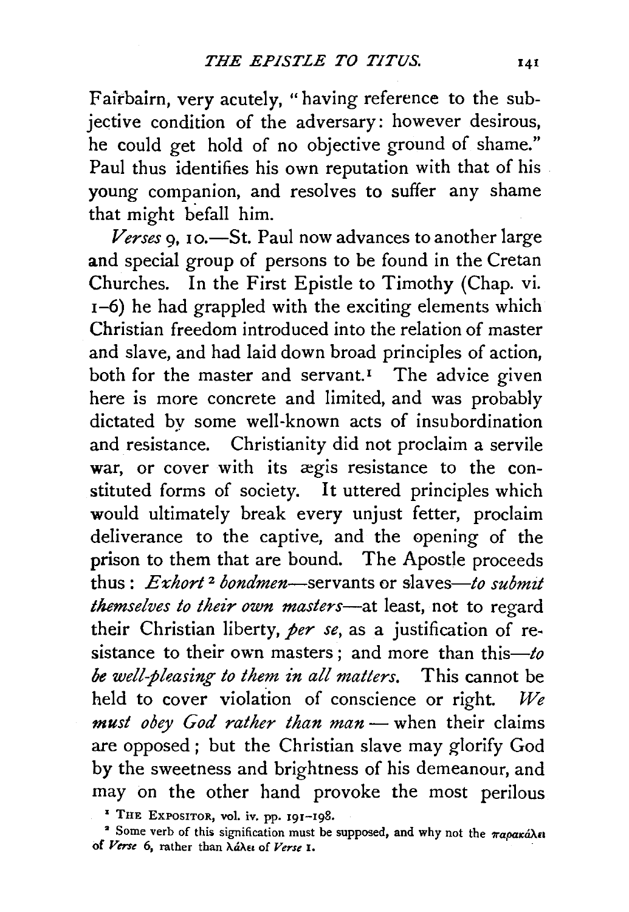Fairbairn, very acutely, "having reference to the subjective condition of the adversary: however desirous, he could get hold of no objective ground of shame." Paul thus identifies his own reputation with that of his young companion, and resolves to suffer any shame that might befall him.

*Verses* 9, 10.—St. Paul now advances to another large and special group of persons to be found in the Cretan Churches. In the First Epistle to Timothy (Chap. vi. 1–6) he had grappled with the exciting elements which Christian freedom introduced into the relation of master and slave, and had laid down broad principles of action, both for the master and servant.[1] The advice given here is more concrete and limited, and was probably dictated by some well-known acts of insubordination and resistance. Christianity did not proclaim a servile war, or cover with its ægis resistance to the constituted forms of society. It uttered principles which would ultimately break every unjust fetter, proclaim deliverance to the captive, and the opening of the prison to them that are bound. The Apostle proceeds thus: *Exhort*[2] *bondmen*—servants or slaves—*to submit themselves to their own masters*—at least, not to regard their Christian liberty, *per se*, as a justification of resistance to their own masters; and more than this—*to be well-pleasing to them in all matters.* This cannot be held to cover violation of conscience or right. *We must obey God rather than man*—when their claims are opposed; but the Christian slave may glorify God by the sweetness and brightness of his demeanour, and may on the other hand provoke the most perilous

[1] THE EXPOSITOR, vol. iv. pp. 191–198.

[2] Some verb of this signification must be supposed, and why not the παρακάλει of *Verse* 6, rather than λάλει of *Verse* 1.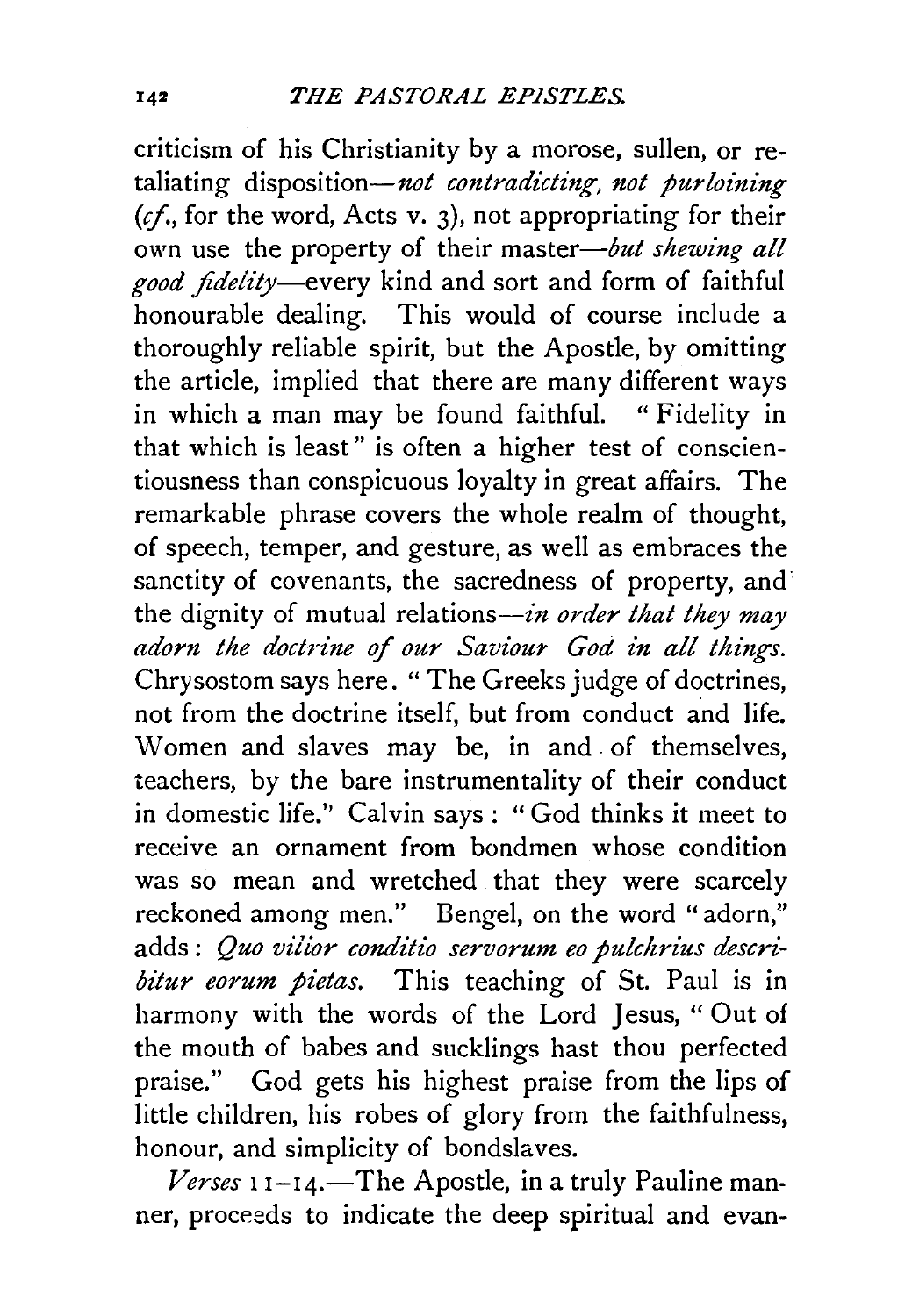criticism of his Christianity by a morose, sullen, or retaliating disposition—*not contradicting, not purloining* (*cf.*, for the word, Acts v. 3), not appropriating for their own use the property of their master—*but shewing all good fidelity*—every kind and sort and form of faithful honourable dealing. This would of course include a thoroughly reliable spirit, but the Apostle, by omitting the article, implied that there are many different ways in which a man may be found faithful. "Fidelity in that which is least" is often a higher test of conscientiousness than conspicuous loyalty in great affairs. The remarkable phrase covers the whole realm of thought, of speech, temper, and gesture, as well as embraces the sanctity of covenants, the sacredness of property, and the dignity of mutual relations—*in order that they may adorn the doctrine of our Saviour God in all things.* Chrysostom says here. "The Greeks judge of doctrines, not from the doctrine itself, but from conduct and life. Women and slaves may be, in and of themselves, teachers, by the bare instrumentality of their conduct in domestic life." Calvin says: "God thinks it meet to receive an ornament from bondmen whose condition was so mean and wretched that they were scarcely reckoned among men." Bengel, on the word "adorn," adds: *Quo vilior conditio servorum eo pulchrius describitur eorum pietas.* This teaching of St. Paul is in harmony with the words of the Lord Jesus, "Out of the mouth of babes and sucklings hast thou perfected praise." God gets his highest praise from the lips of little children, his robes of glory from the faithfulness, honour, and simplicity of bondslaves.

*Verses* 11–14.—The Apostle, in a truly Pauline manner, proceeds to indicate the deep spiritual and evan-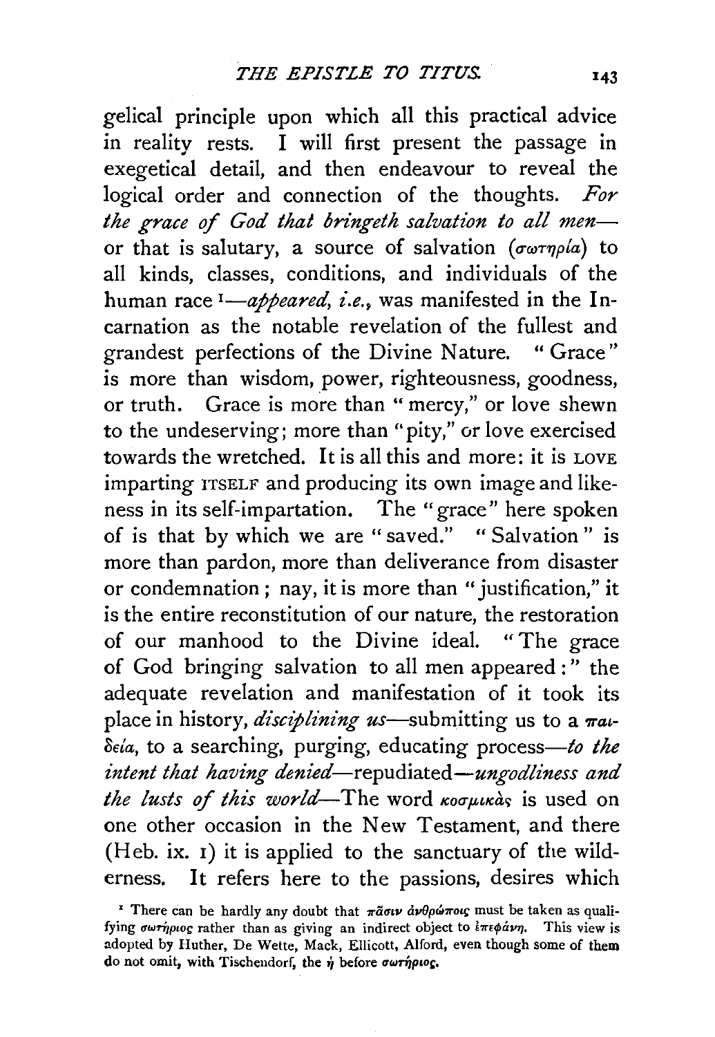gelical principle upon which all this practical advice in reality rests. I will first present the passage in exegetical detail, and then endeavour to reveal the logical order and connection of the thoughts. *For the grace of God that bringeth salvation to all men*—or that is salutary, a source of salvation (σωτηρία) to all kinds, classes, conditions, and individuals of the human race [1]—*appeared, i.e.*, was manifested in the Incarnation as the notable revelation of the fullest and grandest perfections of the Divine Nature. "Grace" is more than wisdom, power, righteousness, goodness, or truth. Grace is more than "mercy," or love shewn to the undeserving; more than "pity," or love exercised towards the wretched. It is all this and more: it is LOVE imparting ITSELF and producing its own image and likeness in its self-impartation. The "grace" here spoken of is that by which we are "saved." "Salvation" is more than pardon, more than deliverance from disaster or condemnation; nay, it is more than "justification," it is the entire reconstitution of our nature, the restoration of our manhood to the Divine ideal. "The grace of God bringing salvation to all men appeared:" the adequate revelation and manifestation of it took its place in history, *disciplining us*—submitting us to a παιδεία, to a searching, purging, educating process—*to the intent that having denied*—repudiated—*ungodliness and the lusts of this world*—The word κοσμικὰς is used on one other occasion in the New Testament, and there (Heb. ix. 1) it is applied to the sanctuary of the wilderness. It refers here to the passions, desires which

[1] There can be hardly any doubt that πᾶσιν ἀνθρώποις must be taken as qualifying σωτήριος rather than as giving an indirect object to ἐπεφάνη. This view is adopted by Huther, De Wette, Mack, Ellicott, Alford, even though some of them do not omit, with Tischendorf, the ἡ before σωτήριος.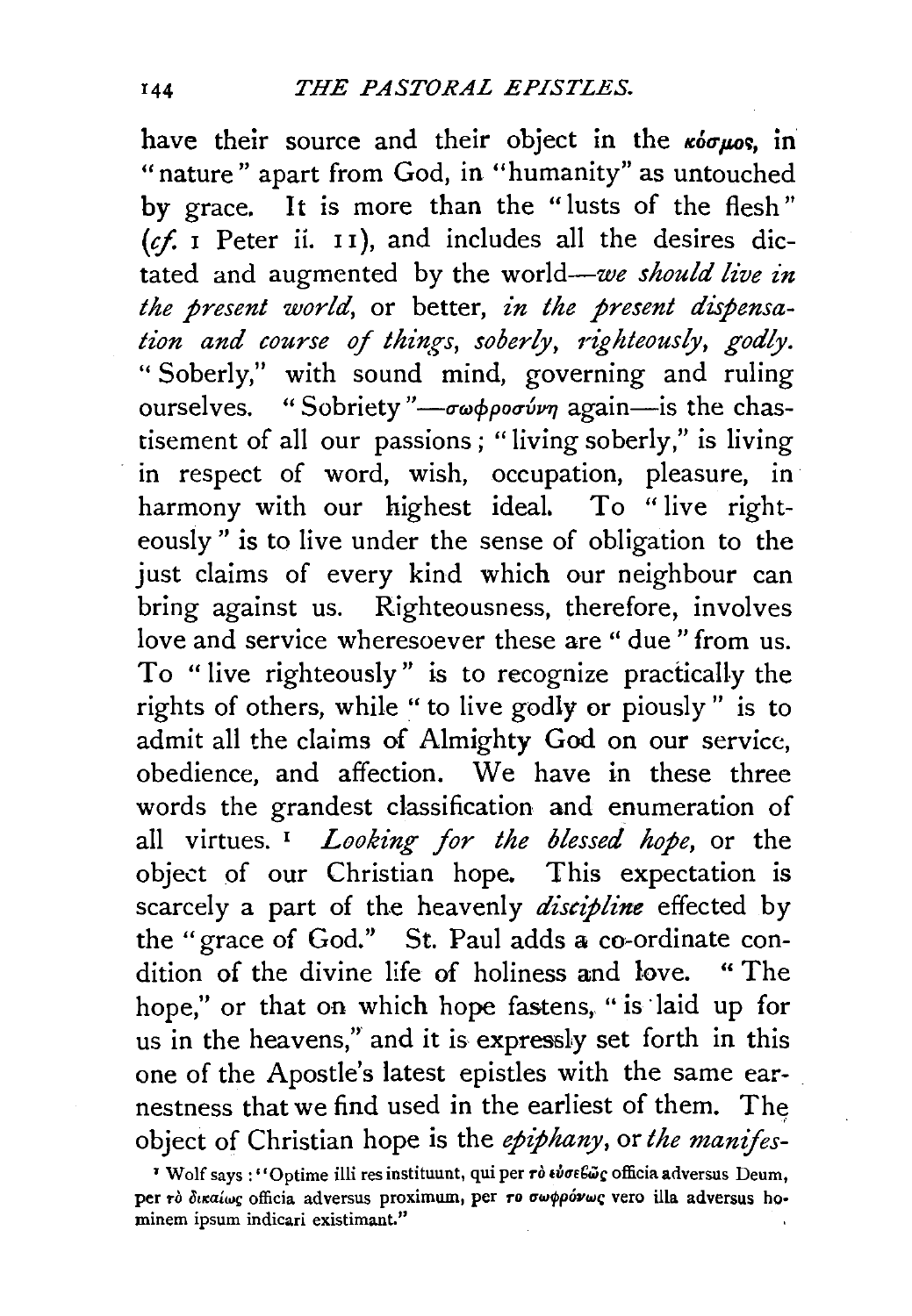have their source and their object in the *κόσμος*, in "nature" apart from God, in "humanity" as untouched by grace. It is more than the "lusts of the flesh" (*cf.* 1 Peter ii. 11), and includes all the desires dictated and augmented by the world—*we should live in the present world*, or better, *in the present dispensation and course of things, soberly, righteously, godly.* "Soberly," with sound mind, governing and ruling ourselves. "Sobriety"—σωφροσύνη again—is the chastisement of all our passions; "living soberly," is living in respect of word, wish, occupation, pleasure, in harmony with our highest ideal. To "live righteously" is to live under the sense of obligation to the just claims of every kind which our neighbour can bring against us. Righteousness, therefore, involves love and service wheresoever these are "due" from us. To "live righteously" is to recognize practically the rights of others, while "to live godly or piously" is to admit all the claims of Almighty God on our service, obedience, and affection. We have in these three words the grandest classification and enumeration of all virtues.[1] *Looking for the blessed hope*, or the object of our Christian hope. This expectation is scarcely a part of the heavenly *discipline* effected by the "grace of God." St. Paul adds a co-ordinate condition of the divine life of holiness and love. "The hope," or that on which hope fastens, "is laid up for us in the heavens," and it is expressly set forth in this one of the Apostle's latest epistles with the same earnestness that we find used in the earliest of them. The object of Christian hope is the *epiphany*, or *the manifes-*

[1] Wolf says: "Optime illi res instituunt, qui per τὸ εὐσεβῶς officia adversus Deum, per τὸ δικαίως officia adversus proximum, per τὸ σωφρόνως vero illa adversus hominem ipsum indicari existimant."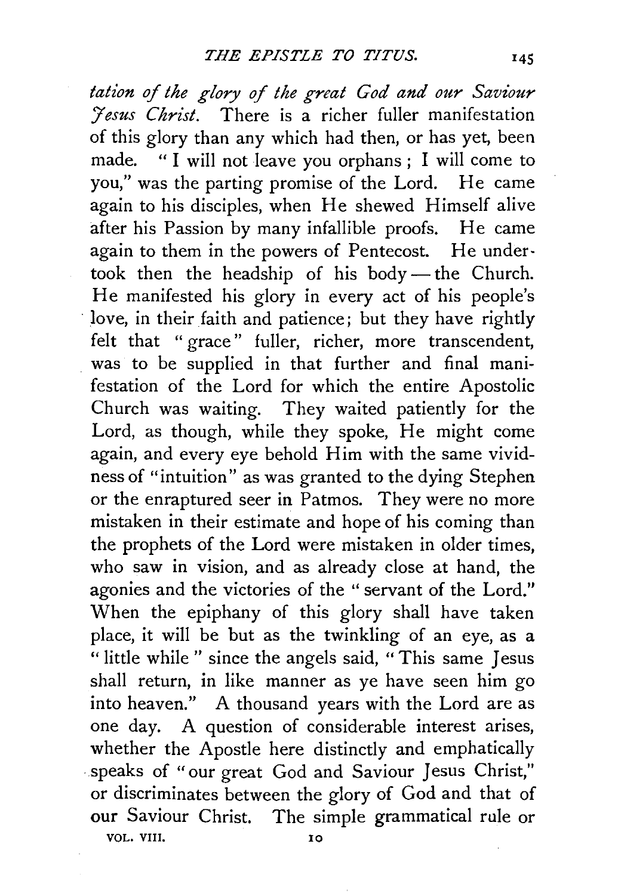*tation of the glory of the great God and our Saviour Jesus Christ.* There is a richer fuller manifestation of this glory than any which had then, or has yet, been made. "I will not leave you orphans; I will come to you," was the parting promise of the Lord. He came again to his disciples, when He shewed Himself alive after his Passion by many infallible proofs. He came again to them in the powers of Pentecost. He undertook then the headship of his body—the Church. He manifested his glory in every act of his people's love, in their faith and patience; but they have rightly felt that "grace" fuller, richer, more transcendent, was to be supplied in that further and final manifestation of the Lord for which the entire Apostolic Church was waiting. They waited patiently for the Lord, as though, while they spoke, He might come again, and every eye behold Him with the same vividness of "intuition" as was granted to the dying Stephen or the enraptured seer in Patmos. They were no more mistaken in their estimate and hope of his coming than the prophets of the Lord were mistaken in older times, who saw in vision, and as already close at hand, the agonies and the victories of the "servant of the Lord." When the epiphany of this glory shall have taken place, it will be but as the twinkling of an eye, as a "little while" since the angels said, "This same Jesus shall return, in like manner as ye have seen him go into heaven." A thousand years with the Lord are as one day. A question of considerable interest arises, whether the Apostle here distinctly and emphatically speaks of "our great God and Saviour Jesus Christ," or discriminates between the glory of God and that of our Saviour Christ. The simple grammatical rule or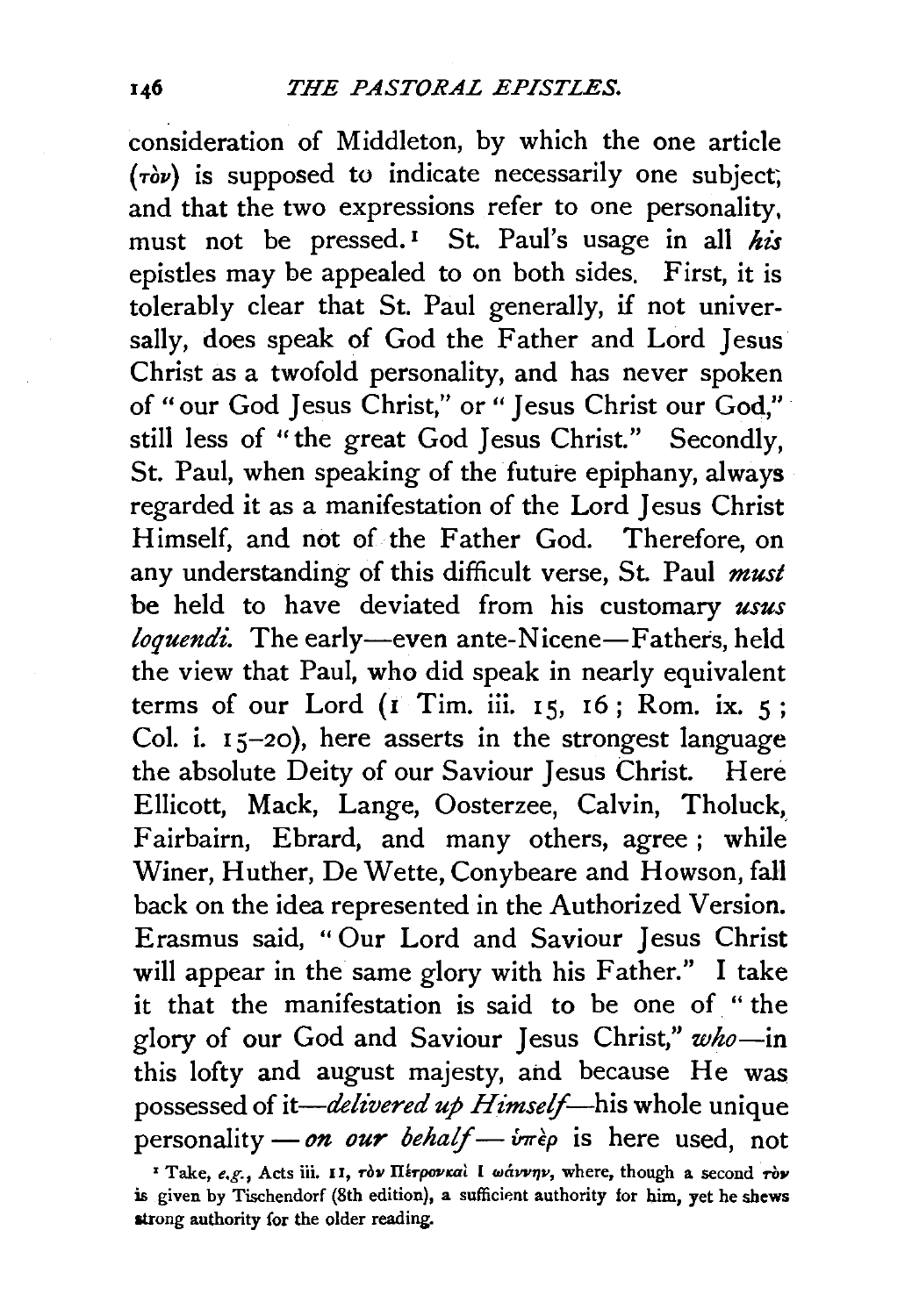consideration of Middleton, by which the one article (τὸν) is supposed to indicate necessarily one subject; and that the two expressions refer to one personality, must not be pressed.[1] St. Paul's usage in all *his* epistles may be appealed to on both sides. First, it is tolerably clear that St. Paul generally, if not universally, does speak of God the Father and Lord Jesus Christ as a twofold personality, and has never spoken of "our God Jesus Christ," or "Jesus Christ our God," still less of "the great God Jesus Christ." Secondly, St. Paul, when speaking of the future epiphany, always regarded it as a manifestation of the Lord Jesus Christ Himself, and not of the Father God. Therefore, on any understanding of this difficult verse, St. Paul *must* be held to have deviated from his customary *usus loquendi.* The early—even ante-Nicene—Fathers, held the view that Paul, who did speak in nearly equivalent terms of our Lord (1 Tim. iii. 15, 16; Rom. ix. 5; Col. i. 15–20), here asserts in the strongest language the absolute Deity of our Saviour Jesus Christ. Here Ellicott, Mack, Lange, Oosterzee, Calvin, Tholuck, Fairbairn, Ebrard, and many others, agree; while Winer, Huther, De Wette, Conybeare and Howson, fall back on the idea represented in the Authorized Version. Erasmus said, "Our Lord and Saviour Jesus Christ will appear in the same glory with his Father." I take it that the manifestation is said to be one of "the glory of our God and Saviour Jesus Christ," *who*—in this lofty and august majesty, and because He was possessed of it—*delivered up Himself*—his whole unique personality—*on our behalf*—ὑπὲρ is here used, not

[1] Take, *e.g.*, Acts iii. 11, τὸν Πέτρον καὶ Ἰωάννην, where, though a second τὸν is given by Tischendorf (8th edition), a sufficient authority for him, yet he shews strong authority for the older reading.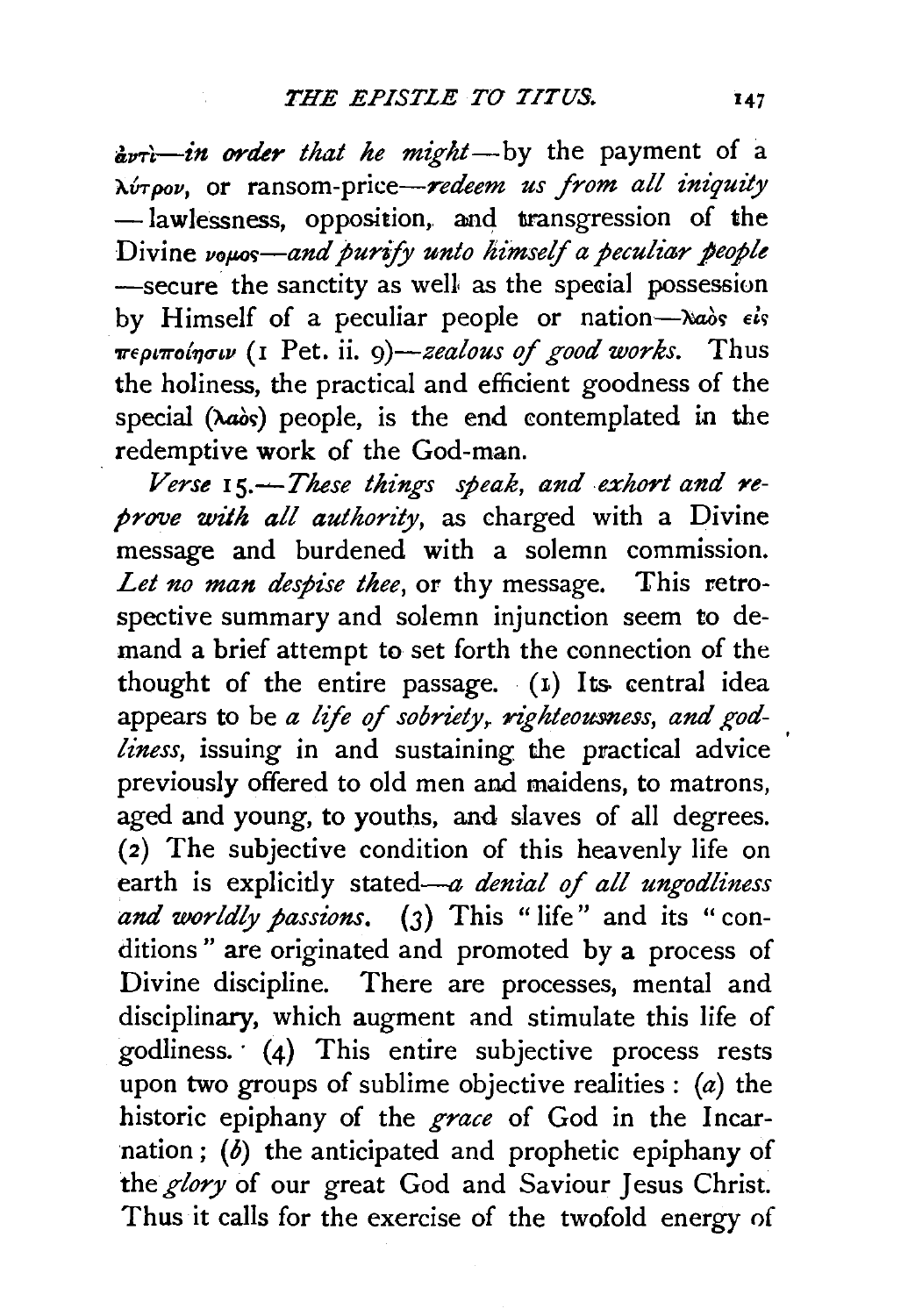ἀντὶ—*in order that he might*—by the payment of a λύτρον, or ransom-price—*redeem us from all iniquity*—lawlessness, opposition, and transgression of the Divine νομος—*and purify unto himself a peculiar people*—secure the sanctity as well as the special possession by Himself of a peculiar people or nation—λαὸς εἰς περιποίησιν (1 Pet. ii. 9)—*zealous of good works.* Thus the holiness, the practical and efficient goodness of the special (λαὸς) people, is the end contemplated in the redemptive work of the God-man.

*Verse* 15.—*These things speak, and exhort and reprove with all authority*, as charged with a Divine message and burdened with a solemn commission. *Let no man despise thee*, or thy message. This retrospective summary and solemn injunction seem to demand a brief attempt to set forth the connection of the thought of the entire passage. (1) Its central idea appears to be *a life of sobriety, righteousness, and godliness*, issuing in and sustaining the practical advice previously offered to old men and maidens, to matrons, aged and young, to youths, and slaves of all degrees. (2) The subjective condition of this heavenly life on earth is explicitly stated—*a denial of all ungodliness and worldly passions.* (3) This "life" and its "conditions" are originated and promoted by a process of Divine discipline. There are processes, mental and disciplinary, which augment and stimulate this life of godliness. (4) This entire subjective process rests upon two groups of sublime objective realities: (*a*) the historic epiphany of the *grace* of God in the Incarnation; (*b*) the anticipated and prophetic epiphany of the *glory* of our great God and Saviour Jesus Christ. Thus it calls for the exercise of the twofold energy of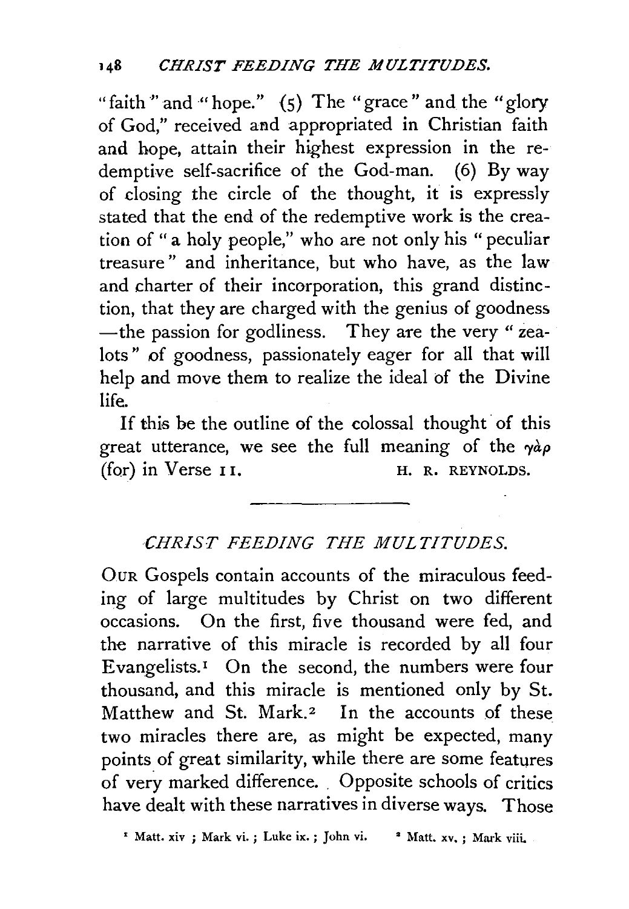"faith" and "hope." (5) The "grace" and the "glory of God," received and appropriated in Christian faith and hope, attain their highest expression in the redemptive self-sacrifice of the God-man. (6) By way of closing the circle of the thought, it is expressly stated that the end of the redemptive work is the creation of "a holy people," who are not only his "peculiar treasure" and inheritance, but who have, as the law and charter of their incorporation, this grand distinction, that they are charged with the genius of goodness —the passion for godliness. They are the very "zealots" of goodness, passionately eager for all that will help and move them to realize the ideal of the Divine life.

If this be the outline of the colossal thought of this great utterance, we see the full meaning of the γὰρ (for) in Verse 11.

H. R. REYNOLDS.

---

## *CHRIST FEEDING THE MULTITUDES.*

OUR Gospels contain accounts of the miraculous feeding of large multitudes by Christ on two different occasions. On the first, five thousand were fed, and the narrative of this miracle is recorded by all four Evangelists.[1] On the second, the numbers were four thousand, and this miracle is mentioned only by St. Matthew and St. Mark.[2] In the accounts of these two miracles there are, as might be expected, many points of great similarity, while there are some features of very marked difference. Opposite schools of critics have dealt with these narratives in diverse ways. Those

[1] Matt. xiv ; Mark vi. ; Luke ix. ; John vi.   [2] Matt. xv. ; Mark viii.